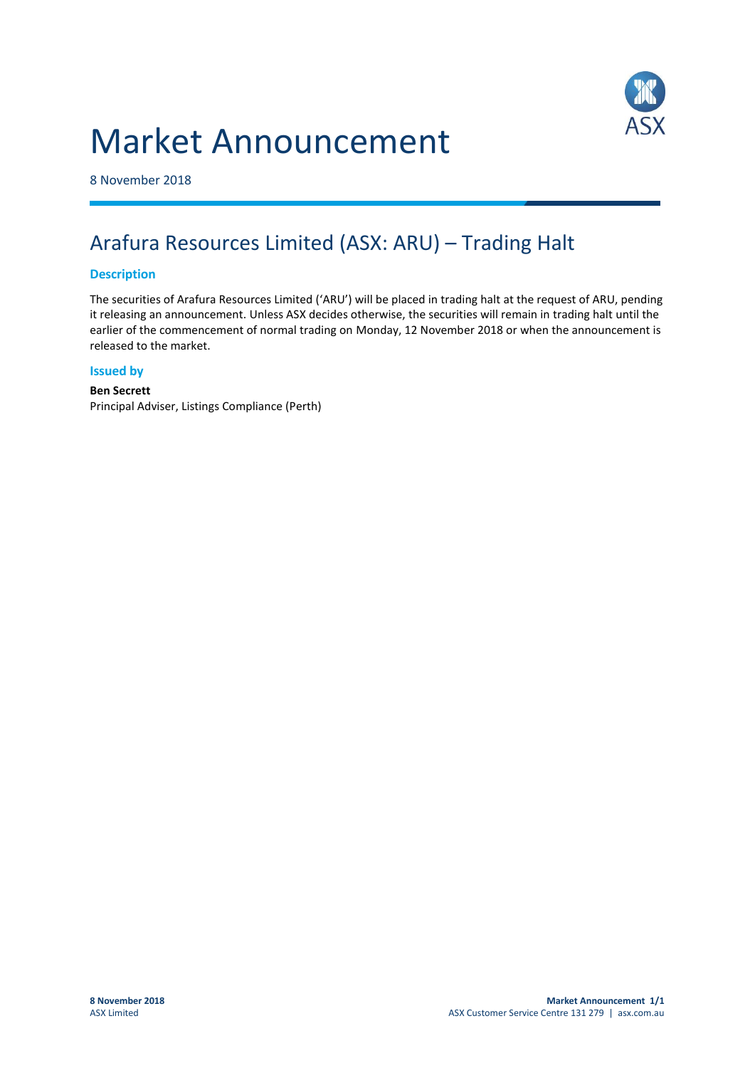# Market Announcement

8 November 2018

## Arafura Resources Limited (ASX: ARU) – Trading Halt

### Description

The securities of Arafura Resources Limited ('ARU') will be placed in trading halt at the request of ARU, pending it releasing an announcement. Unless ASX decides otherwise, the securities will remain in trading halt until the earlier of the commencement of normal trading on Monday, 12 November 2018 or when the announcement is released to the market.

### Issued by

**Ben Secrett**
Principal Adviser, Listings Compliance (Perth)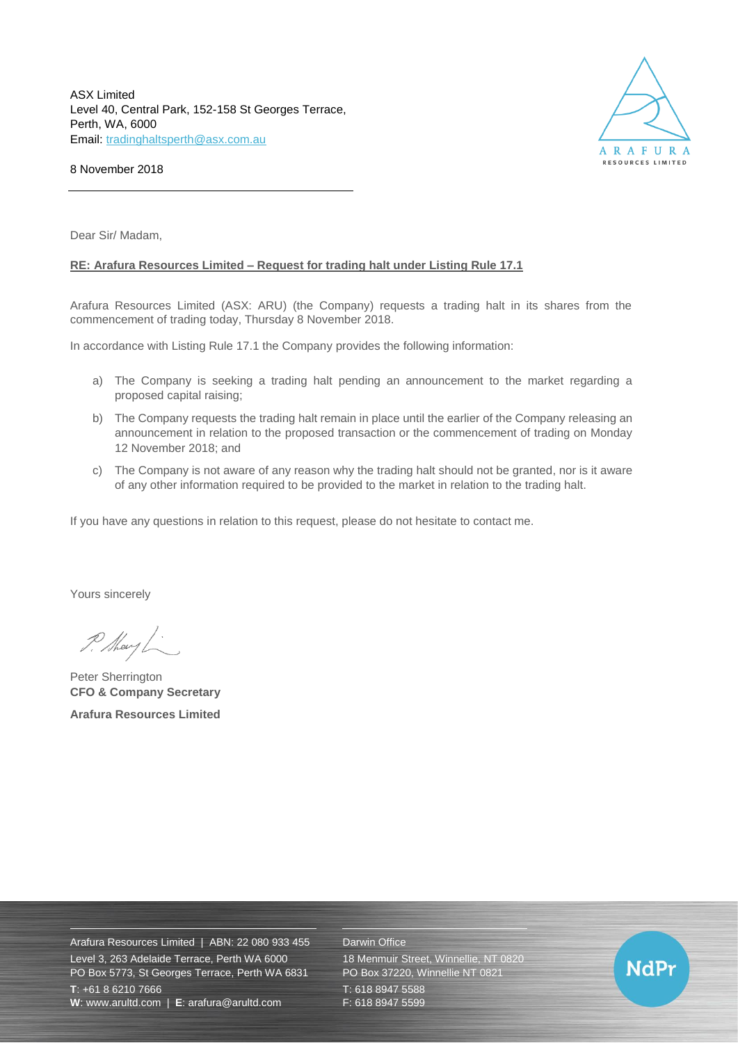ASX Limited
Level 40, Central Park, 152-158 St Georges Terrace,
Perth, WA, 6000
Email: tradinghaltsperth@asx.com.au

8 November 2018

---

Dear Sir/ Madam,

**RE: Arafura Resources Limited – Request for trading halt under Listing Rule 17.1**

Arafura Resources Limited (ASX: ARU) (the Company) requests a trading halt in its shares from the commencement of trading today, Thursday 8 November 2018.

In accordance with Listing Rule 17.1 the Company provides the following information:

a) The Company is seeking a trading halt pending an announcement to the market regarding a proposed capital raising;

b) The Company requests the trading halt remain in place until the earlier of the Company releasing an announcement in relation to the proposed transaction or the commencement of trading on Monday 12 November 2018; and

c) The Company is not aware of any reason why the trading halt should not be granted, nor is it aware of any other information required to be provided to the market in relation to the trading halt.

If you have any questions in relation to this request, please do not hesitate to contact me.

Yours sincerely

Peter Sherrington
**CFO & Company Secretary**

**Arafura Resources Limited**

Arafura Resources Limited | ABN: 22 080 933 455
Level 3, 263 Adelaide Terrace, Perth WA 6000
PO Box 5773, St Georges Terrace, Perth WA 6831
**T**: +61 8 6210 7666
**W**: www.arultd.com | **E**: arafura@arultd.com

Darwin Office
18 Menmuir Street, Winnellie, NT 0820
PO Box 37220, Winnellie NT 0821
T: 618 8947 5588
F: 618 8947 5599